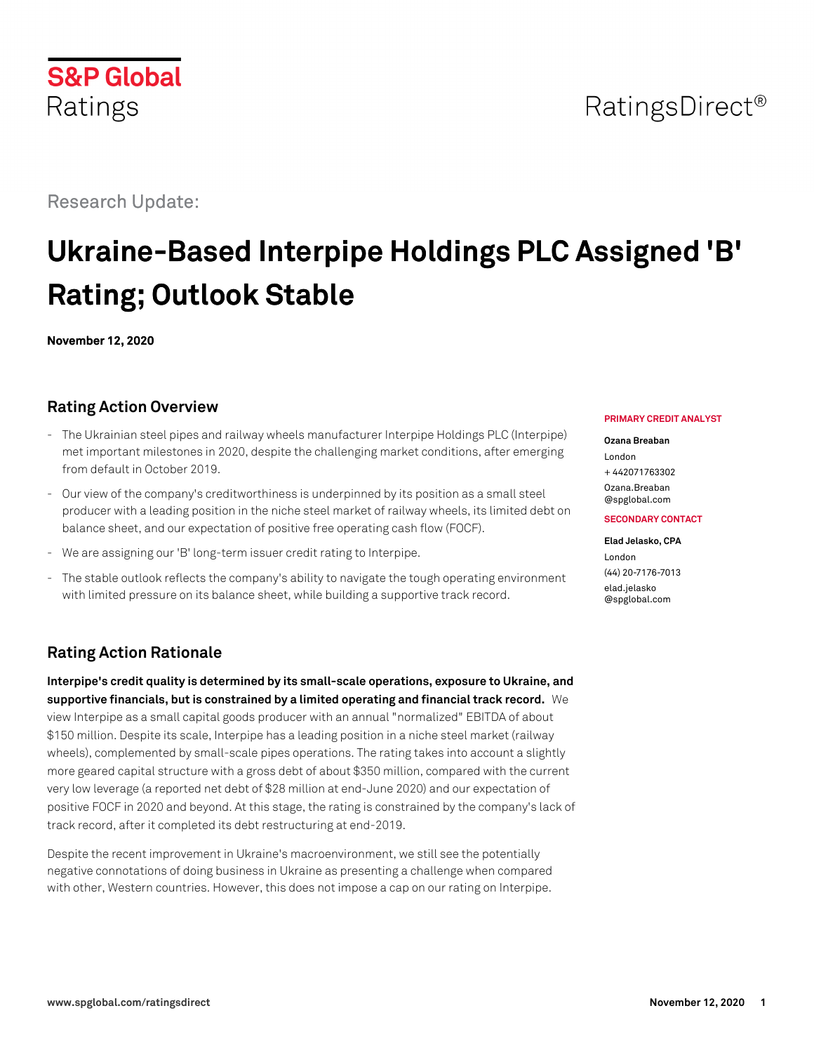S&P Global Ratings

RatingsDirect®

Research Update:

# Ukraine-Based Interpipe Holdings PLC Assigned 'B' Rating; Outlook Stable

**November 12, 2020**

## Rating Action Overview

- The Ukrainian steel pipes and railway wheels manufacturer Interpipe Holdings PLC (Interpipe) met important milestones in 2020, despite the challenging market conditions, after emerging from default in October 2019.
- Our view of the company's creditworthiness is underpinned by its position as a small steel producer with a leading position in the niche steel market of railway wheels, its limited debt on balance sheet, and our expectation of positive free operating cash flow (FOCF).
- We are assigning our 'B' long-term issuer credit rating to Interpipe.
- The stable outlook reflects the company's ability to navigate the tough operating environment with limited pressure on its balance sheet, while building a supportive track record.

**PRIMARY CREDIT ANALYST**

**Ozana Breaban**
London
+ 442071763302
Ozana.Breaban@spglobal.com

**SECONDARY CONTACT**

**Elad Jelasko, CPA**
London
(44) 20-7176-7013
elad.jelasko@spglobal.com

## Rating Action Rationale

**Interpipe's credit quality is determined by its small-scale operations, exposure to Ukraine, and supportive financials, but is constrained by a limited operating and financial track record.** We view Interpipe as a small capital goods producer with an annual "normalized" EBITDA of about $150 million. Despite its scale, Interpipe has a leading position in a niche steel market (railway wheels), complemented by small-scale pipes operations. The rating takes into account a slightly more geared capital structure with a gross debt of about $350 million, compared with the current very low leverage (a reported net debt of $28 million at end-June 2020) and our expectation of positive FOCF in 2020 and beyond. At this stage, the rating is constrained by the company's lack of track record, after it completed its debt restructuring at end-2019.

Despite the recent improvement in Ukraine's macroenvironment, we still see the potentially negative connotations of doing business in Ukraine as presenting a challenge when compared with other, Western countries. However, this does not impose a cap on our rating on Interpipe.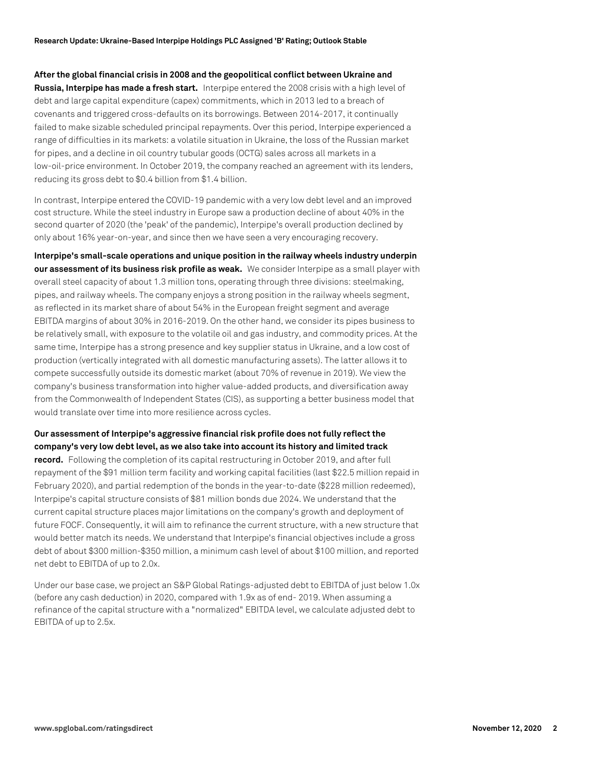**After the global financial crisis in 2008 and the geopolitical conflict between Ukraine and Russia, Interpipe has made a fresh start.** Interpipe entered the 2008 crisis with a high level of debt and large capital expenditure (capex) commitments, which in 2013 led to a breach of covenants and triggered cross-defaults on its borrowings. Between 2014-2017, it continually failed to make sizable scheduled principal repayments. Over this period, Interpipe experienced a range of difficulties in its markets: a volatile situation in Ukraine, the loss of the Russian market for pipes, and a decline in oil country tubular goods (OCTG) sales across all markets in a low-oil-price environment. In October 2019, the company reached an agreement with its lenders, reducing its gross debt to $0.4 billion from $1.4 billion.

In contrast, Interpipe entered the COVID-19 pandemic with a very low debt level and an improved cost structure. While the steel industry in Europe saw a production decline of about 40% in the second quarter of 2020 (the 'peak' of the pandemic), Interpipe's overall production declined by only about 16% year-on-year, and since then we have seen a very encouraging recovery.

**Interpipe's small-scale operations and unique position in the railway wheels industry underpin our assessment of its business risk profile as weak.** We consider Interpipe as a small player with overall steel capacity of about 1.3 million tons, operating through three divisions: steelmaking, pipes, and railway wheels. The company enjoys a strong position in the railway wheels segment, as reflected in its market share of about 54% in the European freight segment and average EBITDA margins of about 30% in 2016-2019. On the other hand, we consider its pipes business to be relatively small, with exposure to the volatile oil and gas industry, and commodity prices. At the same time, Interpipe has a strong presence and key supplier status in Ukraine, and a low cost of production (vertically integrated with all domestic manufacturing assets). The latter allows it to compete successfully outside its domestic market (about 70% of revenue in 2019). We view the company's business transformation into higher value-added products, and diversification away from the Commonwealth of Independent States (CIS), as supporting a better business model that would translate over time into more resilience across cycles.

**Our assessment of Interpipe's aggressive financial risk profile does not fully reflect the company's very low debt level, as we also take into account its history and limited track record.** Following the completion of its capital restructuring in October 2019, and after full repayment of the $91 million term facility and working capital facilities (last $22.5 million repaid in February 2020), and partial redemption of the bonds in the year-to-date ($228 million redeemed), Interpipe's capital structure consists of $81 million bonds due 2024. We understand that the current capital structure places major limitations on the company's growth and deployment of future FOCF. Consequently, it will aim to refinance the current structure, with a new structure that would better match its needs. We understand that Interpipe's financial objectives include a gross debt of about $300 million-$350 million, a minimum cash level of about $100 million, and reported net debt to EBITDA of up to 2.0x.

Under our base case, we project an S&P Global Ratings-adjusted debt to EBITDA of just below 1.0x (before any cash deduction) in 2020, compared with 1.9x as of end- 2019. When assuming a refinance of the capital structure with a "normalized" EBITDA level, we calculate adjusted debt to EBITDA of up to 2.5x.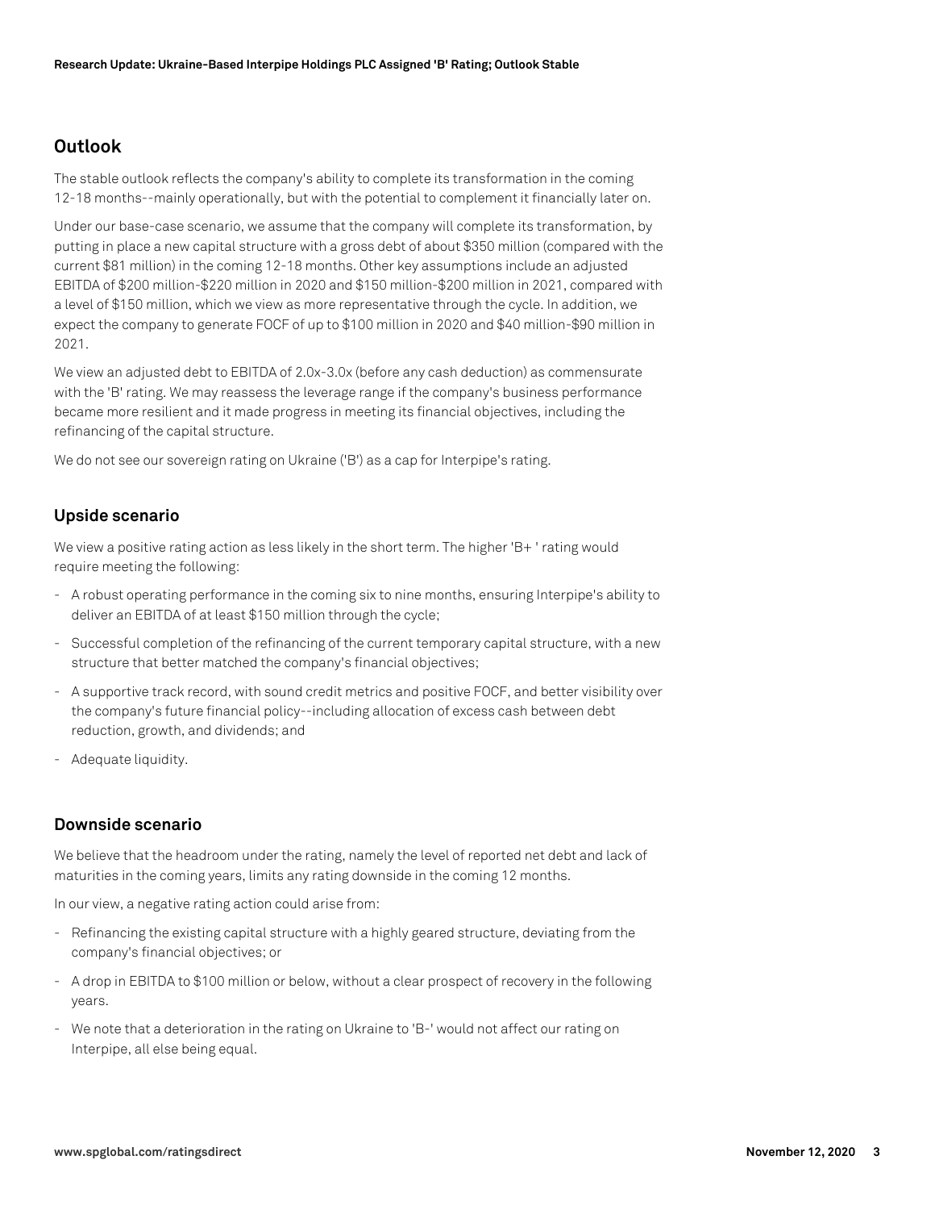## Outlook

The stable outlook reflects the company's ability to complete its transformation in the coming 12-18 months--mainly operationally, but with the potential to complement it financially later on.

Under our base-case scenario, we assume that the company will complete its transformation, by putting in place a new capital structure with a gross debt of about $350 million (compared with the current $81 million) in the coming 12-18 months. Other key assumptions include an adjusted EBITDA of $200 million-$220 million in 2020 and $150 million-$200 million in 2021, compared with a level of $150 million, which we view as more representative through the cycle. In addition, we expect the company to generate FOCF of up to $100 million in 2020 and $40 million-$90 million in 2021.

We view an adjusted debt to EBITDA of 2.0x-3.0x (before any cash deduction) as commensurate with the 'B' rating. We may reassess the leverage range if the company's business performance became more resilient and it made progress in meeting its financial objectives, including the refinancing of the capital structure.

We do not see our sovereign rating on Ukraine ('B') as a cap for Interpipe's rating.

### Upside scenario

We view a positive rating action as less likely in the short term. The higher 'B+ ' rating would require meeting the following:

- A robust operating performance in the coming six to nine months, ensuring Interpipe's ability to deliver an EBITDA of at least $150 million through the cycle;
- Successful completion of the refinancing of the current temporary capital structure, with a new structure that better matched the company's financial objectives;
- A supportive track record, with sound credit metrics and positive FOCF, and better visibility over the company's future financial policy--including allocation of excess cash between debt reduction, growth, and dividends; and
- Adequate liquidity.

### Downside scenario

We believe that the headroom under the rating, namely the level of reported net debt and lack of maturities in the coming years, limits any rating downside in the coming 12 months.

In our view, a negative rating action could arise from:

- Refinancing the existing capital structure with a highly geared structure, deviating from the company's financial objectives; or
- A drop in EBITDA to $100 million or below, without a clear prospect of recovery in the following years.
- We note that a deterioration in the rating on Ukraine to 'B-' would not affect our rating on Interpipe, all else being equal.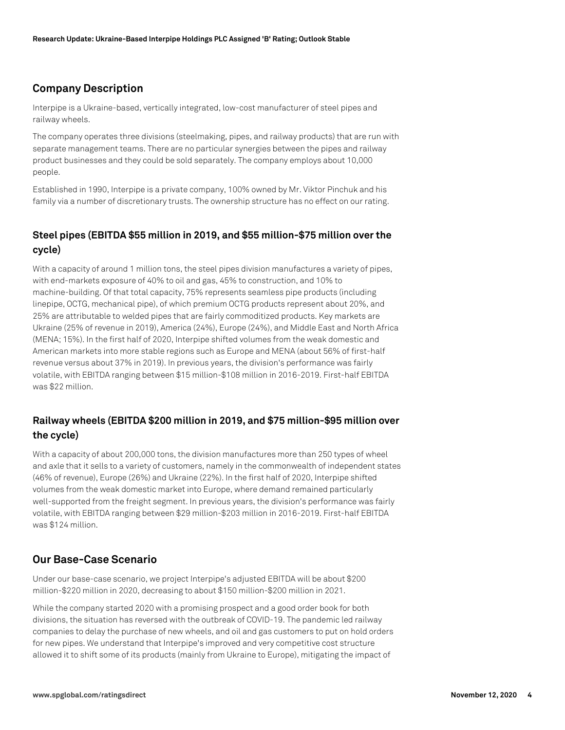## Company Description

Interpipe is a Ukraine-based, vertically integrated, low-cost manufacturer of steel pipes and railway wheels.

The company operates three divisions (steelmaking, pipes, and railway products) that are run with separate management teams. There are no particular synergies between the pipes and railway product businesses and they could be sold separately. The company employs about 10,000 people.

Established in 1990, Interpipe is a private company, 100% owned by Mr. Viktor Pinchuk and his family via a number of discretionary trusts. The ownership structure has no effect on our rating.

### Steel pipes (EBITDA $55 million in 2019, and $55 million-$75 million over the cycle)

With a capacity of around 1 million tons, the steel pipes division manufactures a variety of pipes, with end-markets exposure of 40% to oil and gas, 45% to construction, and 10% to machine-building. Of that total capacity, 75% represents seamless pipe products (including linepipe, OCTG, mechanical pipe), of which premium OCTG products represent about 20%, and 25% are attributable to welded pipes that are fairly commoditized products. Key markets are Ukraine (25% of revenue in 2019), America (24%), Europe (24%), and Middle East and North Africa (MENA; 15%). In the first half of 2020, Interpipe shifted volumes from the weak domestic and American markets into more stable regions such as Europe and MENA (about 56% of first-half revenue versus about 37% in 2019). In previous years, the division's performance was fairly volatile, with EBITDA ranging between $15 million-$108 million in 2016-2019. First-half EBITDA was $22 million.

### Railway wheels (EBITDA $200 million in 2019, and $75 million-$95 million over the cycle)

With a capacity of about 200,000 tons, the division manufactures more than 250 types of wheel and axle that it sells to a variety of customers, namely in the commonwealth of independent states (46% of revenue), Europe (26%) and Ukraine (22%). In the first half of 2020, Interpipe shifted volumes from the weak domestic market into Europe, where demand remained particularly well-supported from the freight segment. In previous years, the division's performance was fairly volatile, with EBITDA ranging between $29 million-$203 million in 2016-2019. First-half EBITDA was $124 million.

## Our Base-Case Scenario

Under our base-case scenario, we project Interpipe's adjusted EBITDA will be about $200 million-$220 million in 2020, decreasing to about $150 million-$200 million in 2021.

While the company started 2020 with a promising prospect and a good order book for both divisions, the situation has reversed with the outbreak of COVID-19. The pandemic led railway companies to delay the purchase of new wheels, and oil and gas customers to put on hold orders for new pipes. We understand that Interpipe's improved and very competitive cost structure allowed it to shift some of its products (mainly from Ukraine to Europe), mitigating the impact of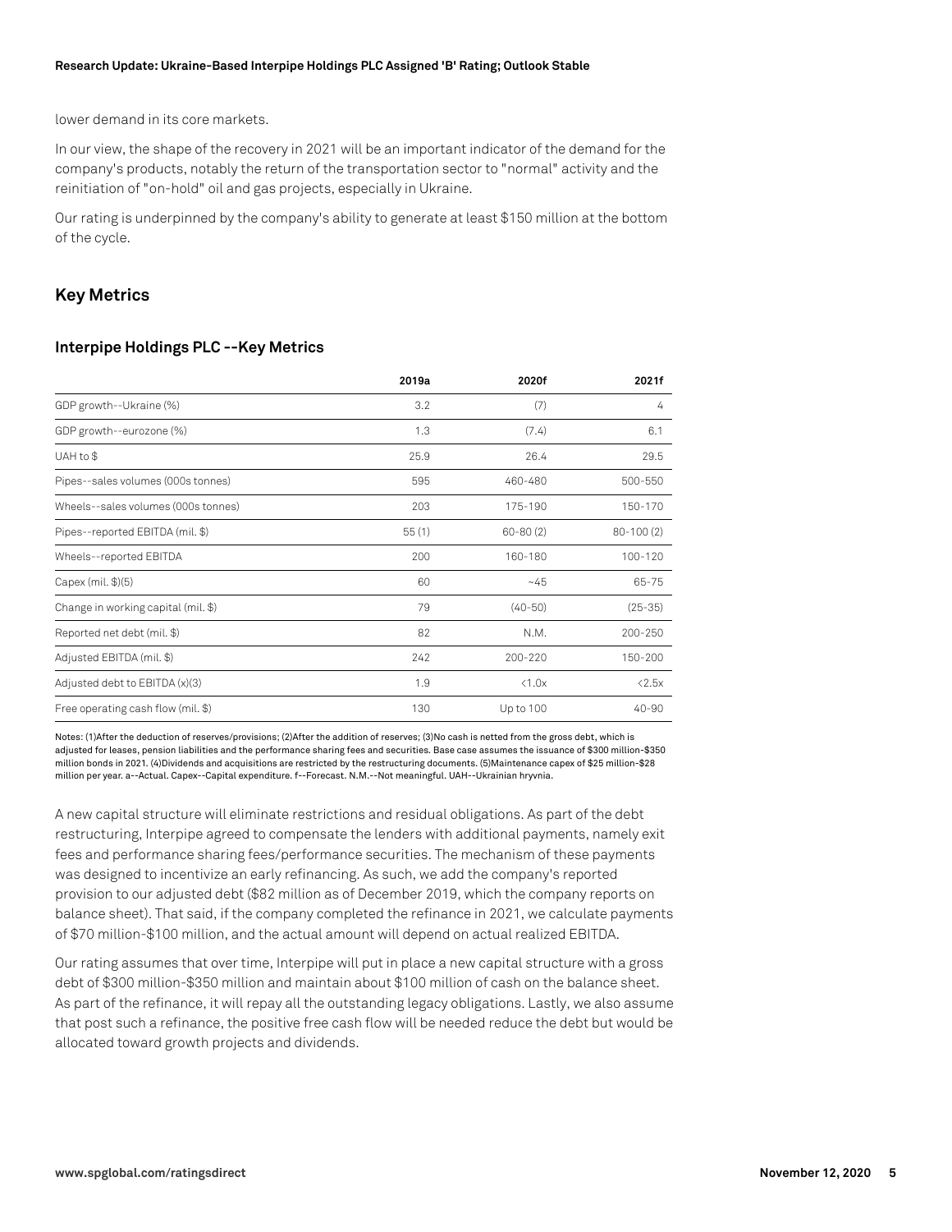lower demand in its core markets.

In our view, the shape of the recovery in 2021 will be an important indicator of the demand for the company's products, notably the return of the transportation sector to "normal" activity and the reinitiation of "on-hold" oil and gas projects, especially in Ukraine.

Our rating is underpinned by the company's ability to generate at least $150 million at the bottom of the cycle.

## Key Metrics

### Interpipe Holdings PLC --Key Metrics

| | 2019a | 2020f | 2021f |
|---|---|---|---|
| GDP growth--Ukraine (%) | 3.2 | (7) | 4 |
| GDP growth--eurozone (%) | 1.3 | (7.4) | 6.1 |
| UAH to $ | 25.9 | 26.4 | 29.5 |
| Pipes--sales volumes (000s tonnes) | 595 | 460-480 | 500-550 |
| Wheels--sales volumes (000s tonnes) | 203 | 175-190 | 150-170 |
| Pipes--reported EBITDA (mil. $) | 55 (1) | 60-80 (2) | 80-100 (2) |
| Wheels--reported EBITDA | 200 | 160-180 | 100-120 |
| Capex (mil. $)(5) | 60 | ~45 | 65-75 |
| Change in working capital (mil. $) | 79 | (40-50) | (25-35) |
| Reported net debt (mil. $) | 82 | N.M. | 200-250 |
| Adjusted EBITDA (mil. $) | 242 | 200-220 | 150-200 |
| Adjusted debt to EBITDA (x)(3) | 1.9 | <1.0x | <2.5x |
| Free operating cash flow (mil. $) | 130 | Up to 100 | 40-90 |

Notes: (1)After the deduction of reserves/provisions; (2)After the addition of reserves; (3)No cash is netted from the gross debt, which is adjusted for leases, pension liabilities and the performance sharing fees and securities. Base case assumes the issuance of $300 million-$350 million bonds in 2021. (4)Dividends and acquisitions are restricted by the restructuring documents. (5)Maintenance capex of $25 million-$28 million per year. a--Actual. Capex--Capital expenditure. f--Forecast. N.M.--Not meaningful. UAH--Ukrainian hryvnia.

A new capital structure will eliminate restrictions and residual obligations. As part of the debt restructuring, Interpipe agreed to compensate the lenders with additional payments, namely exit fees and performance sharing fees/performance securities. The mechanism of these payments was designed to incentivize an early refinancing. As such, we add the company's reported provision to our adjusted debt ($82 million as of December 2019, which the company reports on balance sheet). That said, if the company completed the refinance in 2021, we calculate payments of $70 million-$100 million, and the actual amount will depend on actual realized EBITDA.

Our rating assumes that over time, Interpipe will put in place a new capital structure with a gross debt of $300 million-$350 million and maintain about $100 million of cash on the balance sheet. As part of the refinance, it will repay all the outstanding legacy obligations. Lastly, we also assume that post such a refinance, the positive free cash flow will be needed reduce the debt but would be allocated toward growth projects and dividends.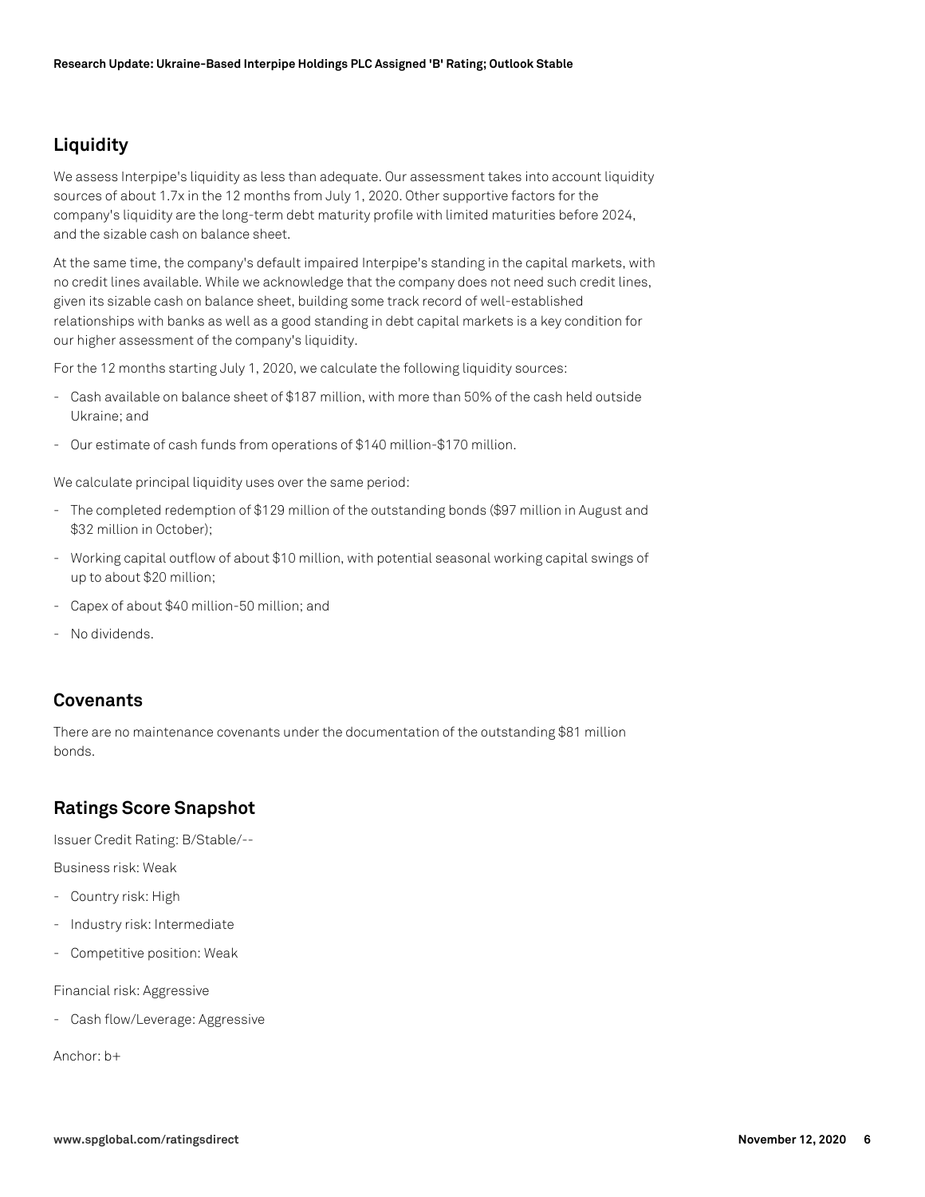## Liquidity

We assess Interpipe's liquidity as less than adequate. Our assessment takes into account liquidity sources of about 1.7x in the 12 months from July 1, 2020. Other supportive factors for the company's liquidity are the long-term debt maturity profile with limited maturities before 2024, and the sizable cash on balance sheet.

At the same time, the company's default impaired Interpipe's standing in the capital markets, with no credit lines available. While we acknowledge that the company does not need such credit lines, given its sizable cash on balance sheet, building some track record of well-established relationships with banks as well as a good standing in debt capital markets is a key condition for our higher assessment of the company's liquidity.

For the 12 months starting July 1, 2020, we calculate the following liquidity sources:

- Cash available on balance sheet of $187 million, with more than 50% of the cash held outside Ukraine; and
- Our estimate of cash funds from operations of $140 million-$170 million.

We calculate principal liquidity uses over the same period:

- The completed redemption of $129 million of the outstanding bonds ($97 million in August and $32 million in October);
- Working capital outflow of about $10 million, with potential seasonal working capital swings of up to about $20 million;
- Capex of about $40 million-50 million; and
- No dividends.

## Covenants

There are no maintenance covenants under the documentation of the outstanding $81 million bonds.

## Ratings Score Snapshot

Issuer Credit Rating: B/Stable/--

Business risk: Weak

- Country risk: High
- Industry risk: Intermediate
- Competitive position: Weak

Financial risk: Aggressive

- Cash flow/Leverage: Aggressive

Anchor: b+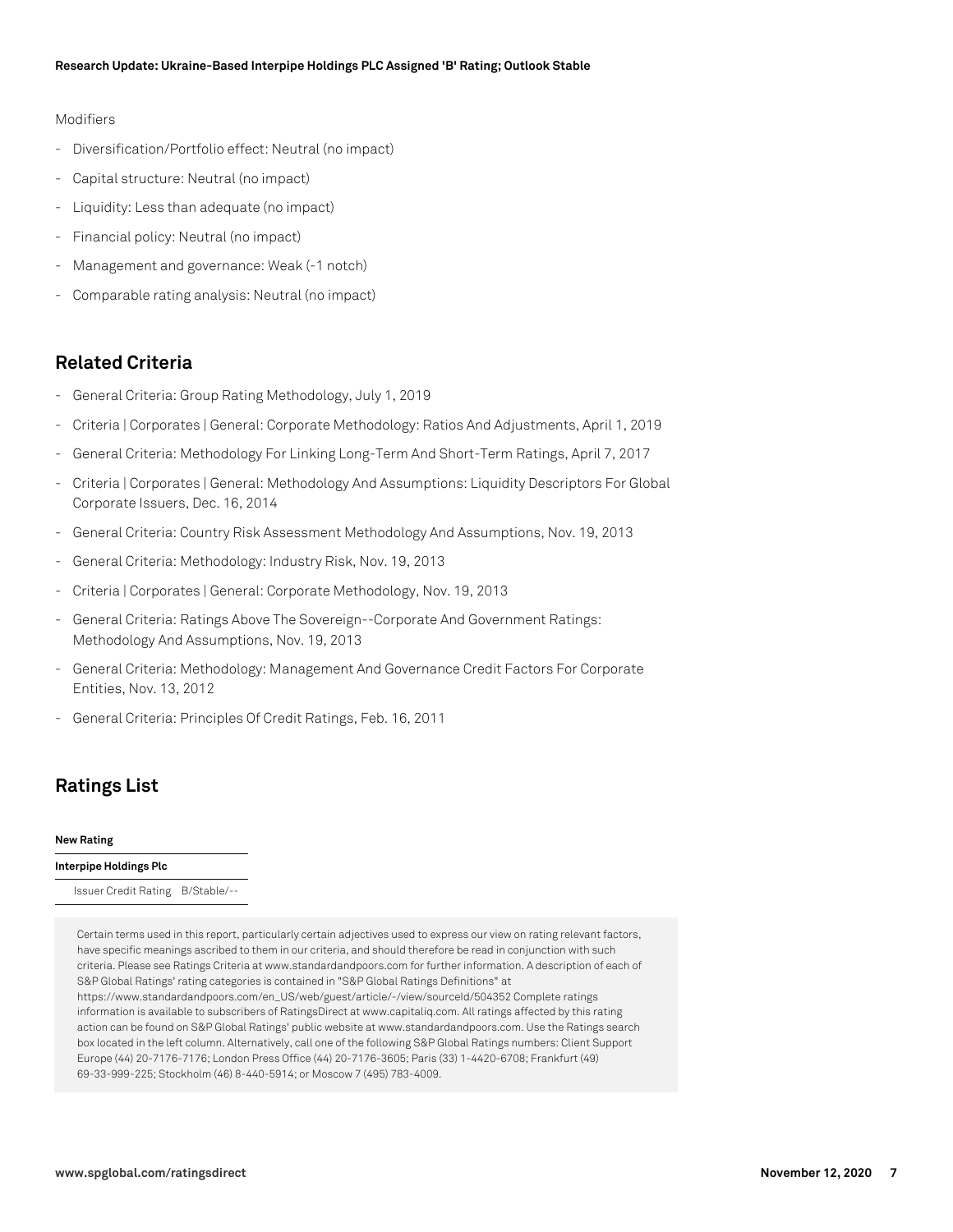Modifiers

- Diversification/Portfolio effect: Neutral (no impact)
- Capital structure: Neutral (no impact)
- Liquidity: Less than adequate (no impact)
- Financial policy: Neutral (no impact)
- Management and governance: Weak (-1 notch)
- Comparable rating analysis: Neutral (no impact)

## Related Criteria

- General Criteria: Group Rating Methodology, July 1, 2019
- Criteria | Corporates | General: Corporate Methodology: Ratios And Adjustments, April 1, 2019
- General Criteria: Methodology For Linking Long-Term And Short-Term Ratings, April 7, 2017
- Criteria | Corporates | General: Methodology And Assumptions: Liquidity Descriptors For Global Corporate Issuers, Dec. 16, 2014
- General Criteria: Country Risk Assessment Methodology And Assumptions, Nov. 19, 2013
- General Criteria: Methodology: Industry Risk, Nov. 19, 2013
- Criteria | Corporates | General: Corporate Methodology, Nov. 19, 2013
- General Criteria: Ratings Above The Sovereign--Corporate And Government Ratings: Methodology And Assumptions, Nov. 19, 2013
- General Criteria: Methodology: Management And Governance Credit Factors For Corporate Entities, Nov. 13, 2012
- General Criteria: Principles Of Credit Ratings, Feb. 16, 2011

## Ratings List

| **New Rating** | |
|---|---|
| **Interpipe Holdings Plc** | |
| Issuer Credit Rating | B/Stable/-- |

Certain terms used in this report, particularly certain adjectives used to express our view on rating relevant factors, have specific meanings ascribed to them in our criteria, and should therefore be read in conjunction with such criteria. Please see Ratings Criteria at www.standardandpoors.com for further information. A description of each of S&P Global Ratings' rating categories is contained in "S&P Global Ratings Definitions" at https://www.standardandpoors.com/en_US/web/guest/article/-/view/sourceId/504352 Complete ratings information is available to subscribers of RatingsDirect at www.capitaliq.com. All ratings affected by this rating action can be found on S&P Global Ratings' public website at www.standardandpoors.com. Use the Ratings search box located in the left column. Alternatively, call one of the following S&P Global Ratings numbers: Client Support Europe (44) 20-7176-7176; London Press Office (44) 20-7176-3605; Paris (33) 1-4420-6708; Frankfurt (49) 69-33-999-225; Stockholm (46) 8-440-5914; or Moscow 7 (495) 783-4009.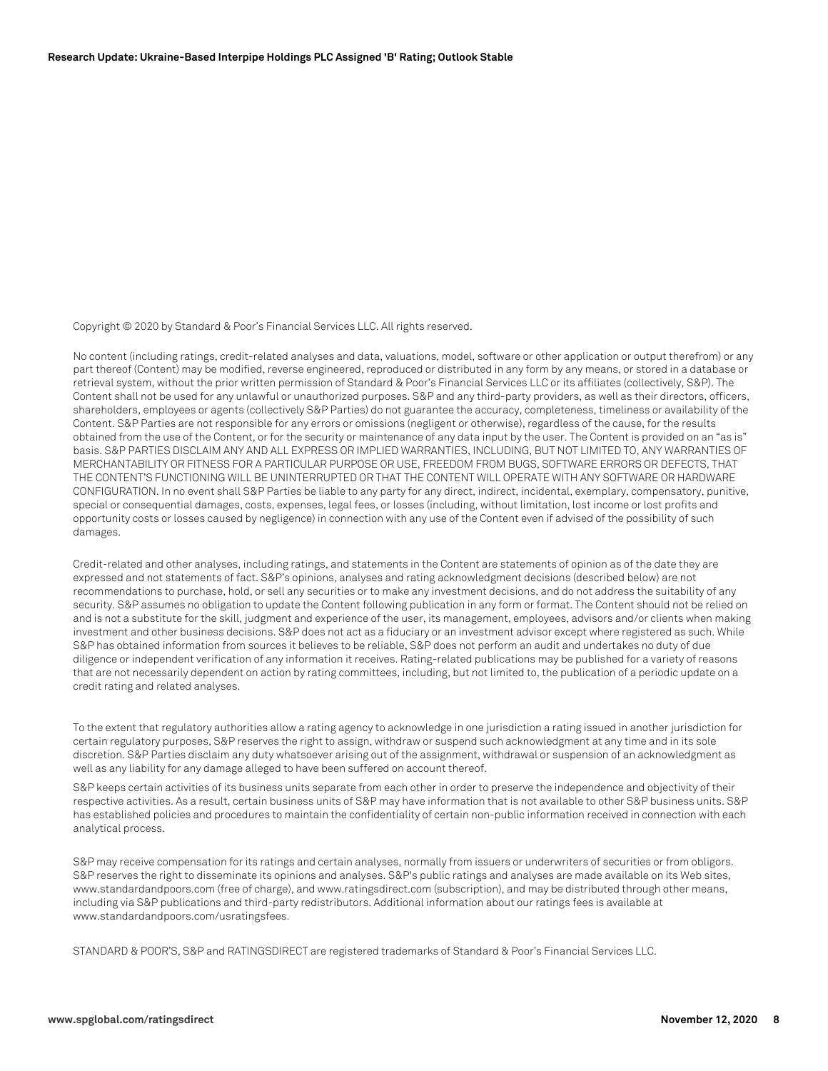Copyright © 2020 by Standard & Poor's Financial Services LLC. All rights reserved.

No content (including ratings, credit-related analyses and data, valuations, model, software or other application or output therefrom) or any part thereof (Content) may be modified, reverse engineered, reproduced or distributed in any form by any means, or stored in a database or retrieval system, without the prior written permission of Standard & Poor's Financial Services LLC or its affiliates (collectively, S&P). The Content shall not be used for any unlawful or unauthorized purposes. S&P and any third-party providers, as well as their directors, officers, shareholders, employees or agents (collectively S&P Parties) do not guarantee the accuracy, completeness, timeliness or availability of the Content. S&P Parties are not responsible for any errors or omissions (negligent or otherwise), regardless of the cause, for the results obtained from the use of the Content, or for the security or maintenance of any data input by the user. The Content is provided on an "as is" basis. S&P PARTIES DISCLAIM ANY AND ALL EXPRESS OR IMPLIED WARRANTIES, INCLUDING, BUT NOT LIMITED TO, ANY WARRANTIES OF MERCHANTABILITY OR FITNESS FOR A PARTICULAR PURPOSE OR USE, FREEDOM FROM BUGS, SOFTWARE ERRORS OR DEFECTS, THAT THE CONTENT'S FUNCTIONING WILL BE UNINTERRUPTED OR THAT THE CONTENT WILL OPERATE WITH ANY SOFTWARE OR HARDWARE CONFIGURATION. In no event shall S&P Parties be liable to any party for any direct, indirect, incidental, exemplary, compensatory, punitive, special or consequential damages, costs, expenses, legal fees, or losses (including, without limitation, lost income or lost profits and opportunity costs or losses caused by negligence) in connection with any use of the Content even if advised of the possibility of such damages.

Credit-related and other analyses, including ratings, and statements in the Content are statements of opinion as of the date they are expressed and not statements of fact. S&P's opinions, analyses and rating acknowledgment decisions (described below) are not recommendations to purchase, hold, or sell any securities or to make any investment decisions, and do not address the suitability of any security. S&P assumes no obligation to update the Content following publication in any form or format. The Content should not be relied on and is not a substitute for the skill, judgment and experience of the user, its management, employees, advisors and/or clients when making investment and other business decisions. S&P does not act as a fiduciary or an investment advisor except where registered as such. While S&P has obtained information from sources it believes to be reliable, S&P does not perform an audit and undertakes no duty of due diligence or independent verification of any information it receives. Rating-related publications may be published for a variety of reasons that are not necessarily dependent on action by rating committees, including, but not limited to, the publication of a periodic update on a credit rating and related analyses.

To the extent that regulatory authorities allow a rating agency to acknowledge in one jurisdiction a rating issued in another jurisdiction for certain regulatory purposes, S&P reserves the right to assign, withdraw or suspend such acknowledgment at any time and in its sole discretion. S&P Parties disclaim any duty whatsoever arising out of the assignment, withdrawal or suspension of an acknowledgment as well as any liability for any damage alleged to have been suffered on account thereof.

S&P keeps certain activities of its business units separate from each other in order to preserve the independence and objectivity of their respective activities. As a result, certain business units of S&P may have information that is not available to other S&P business units. S&P has established policies and procedures to maintain the confidentiality of certain non-public information received in connection with each analytical process.

S&P may receive compensation for its ratings and certain analyses, normally from issuers or underwriters of securities or from obligors. S&P reserves the right to disseminate its opinions and analyses. S&P's public ratings and analyses are made available on its Web sites, www.standardandpoors.com (free of charge), and www.ratingsdirect.com (subscription), and may be distributed through other means, including via S&P publications and third-party redistributors. Additional information about our ratings fees is available at www.standardandpoors.com/usratingsfees.

STANDARD & POOR'S, S&P and RATINGSDIRECT are registered trademarks of Standard & Poor's Financial Services LLC.